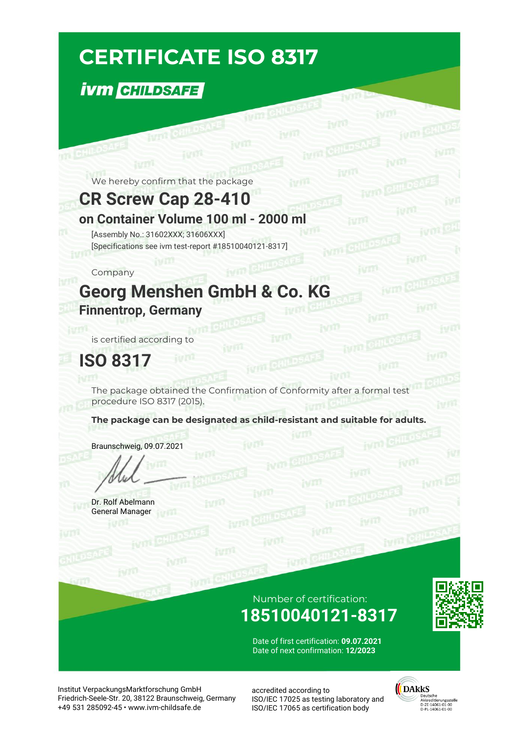# CERTIFICATE ISO 8317

**ivm CHILDSAFE**

We hereby confirm that the package

## CR Screw Cap 28-410

### on Container Volume 100 ml - 2000 ml

[Assembly No.: 31602XXX; 31606XXX]
[Specifications see ivm test-report #18510040121-8317]

Company

## Georg Menshen GmbH & Co. KG

### Finnentrop, Germany

is certified according to

## ISO 8317

The package obtained the Confirmation of Conformity after a formal test procedure ISO 8317 (2015).

**The package can be designated as child-resistant and suitable for adults.**

Braunschweig, 09.07.2021

Dr. Rolf Abelmann
General Manager

Number of certification:

## 18510040121-8317

Date of first certification: **09.07.2021**
Date of next confirmation: **12/2023**

Institut VerpackungsMarktforschung GmbH
Friedrich-Seele-Str. 20, 38122 Braunschweig, Germany
+49 531 285092-45 • www.ivm-childsafe.de

accredited according to
ISO/IEC 17025 as testing laboratory and
ISO/IEC 17065 as certification body

DAkkS
Deutsche Akkreditierungsstelle
D-ZE-14061-01-00
D-PL-14061-01-00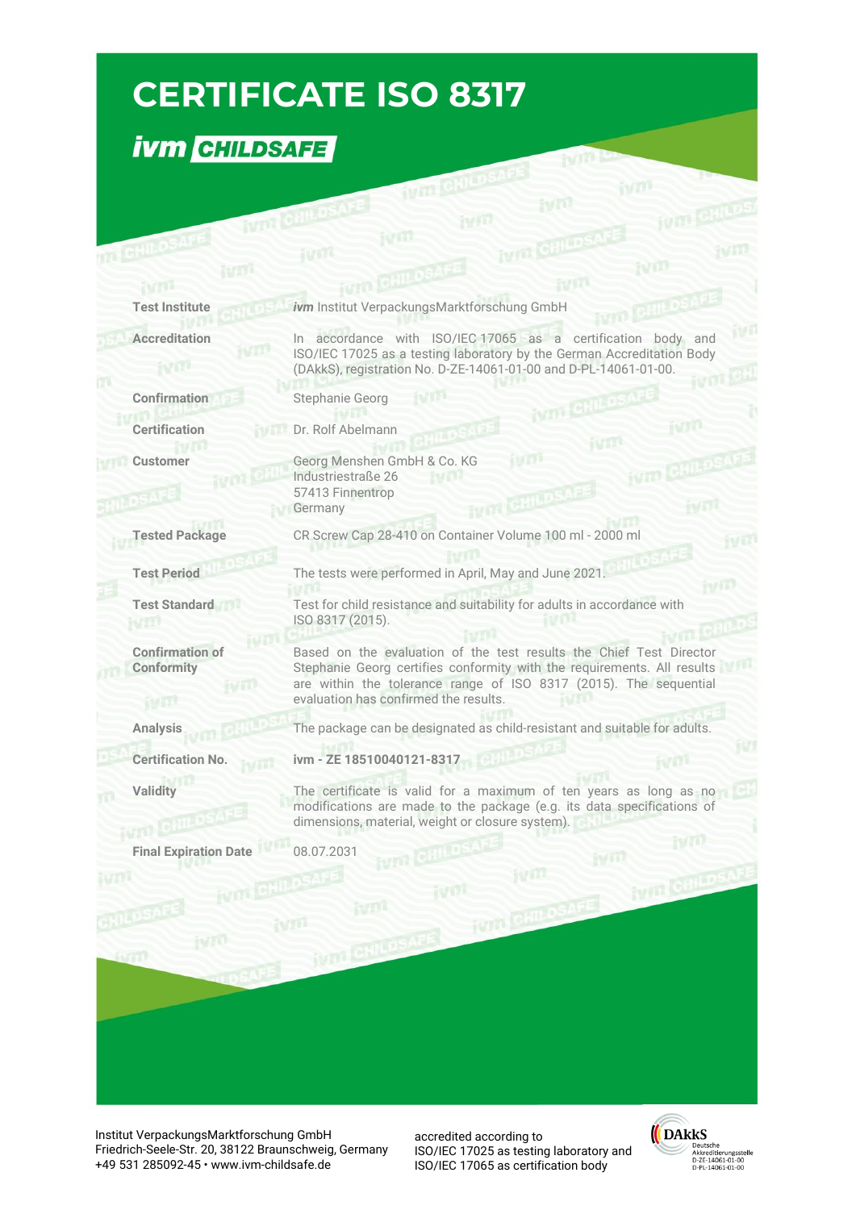# CERTIFICATE ISO 8317

**ivm CHILDSAFE**

| | |
|---|---|
| **Test Institute** | ***ivm*** Institut VerpackungsMarktforschung GmbH |
| **Accreditation** | In accordance with ISO/IEC 17065 as a certification body and ISO/IEC 17025 as a testing laboratory by the German Accreditation Body (DAkkS), registration No. D-ZE-14061-01-00 and D-PL-14061-01-00. |
| **Confirmation** | Stephanie Georg |
| **Certification** | Dr. Rolf Abelmann |
| **Customer** | Georg Menshen GmbH & Co. KG<br>Industriestraße 26<br>57413 Finnentrop<br>Germany |
| **Tested Package** | CR Screw Cap 28-410 on Container Volume 100 ml - 2000 ml |
| **Test Period** | The tests were performed in April, May and June 2021. |
| **Test Standard** | Test for child resistance and suitability for adults in accordance with ISO 8317 (2015). |
| **Confirmation of Conformity** | Based on the evaluation of the test results the Chief Test Director Stephanie Georg certifies conformity with the requirements. All results are within the tolerance range of ISO 8317 (2015). The sequential evaluation has confirmed the results. |
| **Analysis** | The package can be designated as child-resistant and suitable for adults. |
| **Certification No.** | **ivm - ZE 18510040121-8317** |
| **Validity** | The certificate is valid for a maximum of ten years as long as no modifications are made to the package (e.g. its data specifications of dimensions, material, weight or closure system). |
| **Final Expiration Date** | 08.07.2031 |

Institut VerpackungsMarktforschung GmbH
Friedrich-Seele-Str. 20, 38122 Braunschweig, Germany
+49 531 285092-45 • www.ivm-childsafe.de

accredited according to
ISO/IEC 17025 as testing laboratory and
ISO/IEC 17065 as certification body

DAkkS
Deutsche Akkreditierungsstelle
D-ZE-14061-01-00
D-PL-14061-01-00